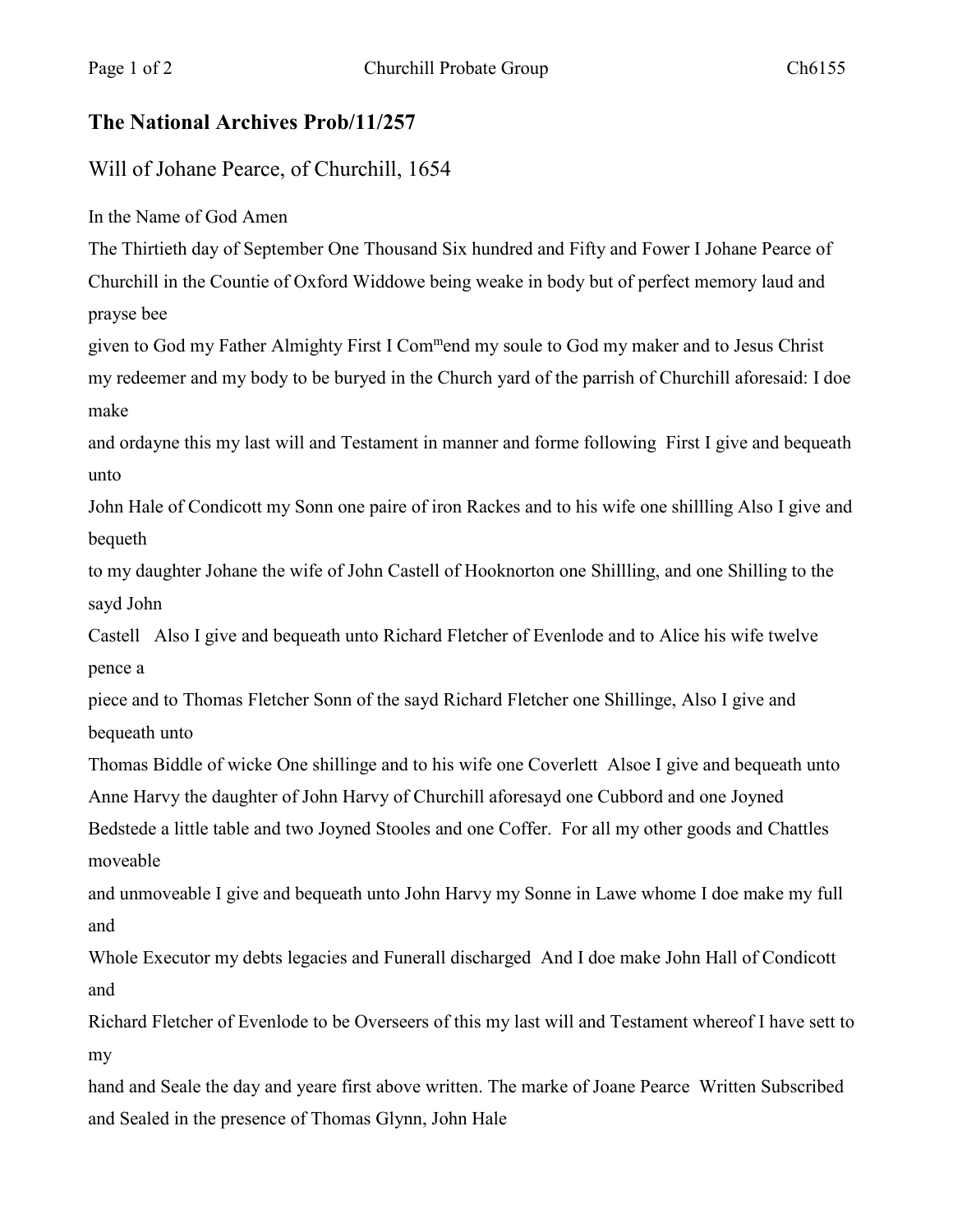## The National Archives Prob/11/257

Will of Johane Pearce, of Churchill, 1654

In the Name of God Amen

The Thirtieth day of September One Thousand Six hundred and Fifty and Fower I Johane Pearce of Churchill in the Countie of Oxford Widdowe being weake in body but of perfect memory laud and prayse bee given to God my Father Almighty First I Com$^{m}$end my soule to God my maker and to Jesus Christ my redeemer and my body to be buryed in the Church yard of the parrish of Churchill aforesaid: I doe make and ordayne this my last will and Testament in manner and forme following First I give and bequeath unto John Hale of Condicott my Sonn one paire of iron Rackes and to his wife one shillling Also I give and bequeth to my daughter Johane the wife of John Castell of Hooknorton one Shillling, and one Shilling to the sayd John Castell Also I give and bequeath unto Richard Fletcher of Evenlode and to Alice his wife twelve pence a piece and to Thomas Fletcher Sonn of the sayd Richard Fletcher one Shillinge, Also I give and bequeath unto Thomas Biddle of wicke One shillinge and to his wife one Coverlett Alsoe I give and bequeath unto Anne Harvy the daughter of John Harvy of Churchill aforesayd one Cubbord and one Joyned Bedstede a little table and two Joyned Stooles and one Coffer. For all my other goods and Chattles moveable and unmoveable I give and bequeath unto John Harvy my Sonne in Lawe whome I doe make my full and Whole Executor my debts legacies and Funerall discharged And I doe make John Hall of Condicott and Richard Fletcher of Evenlode to be Overseers of this my last will and Testament whereof I have sett to my hand and Seale the day and yeare first above written. The marke of Joane Pearce Written Subscribed and Sealed in the presence of Thomas Glynn, John Hale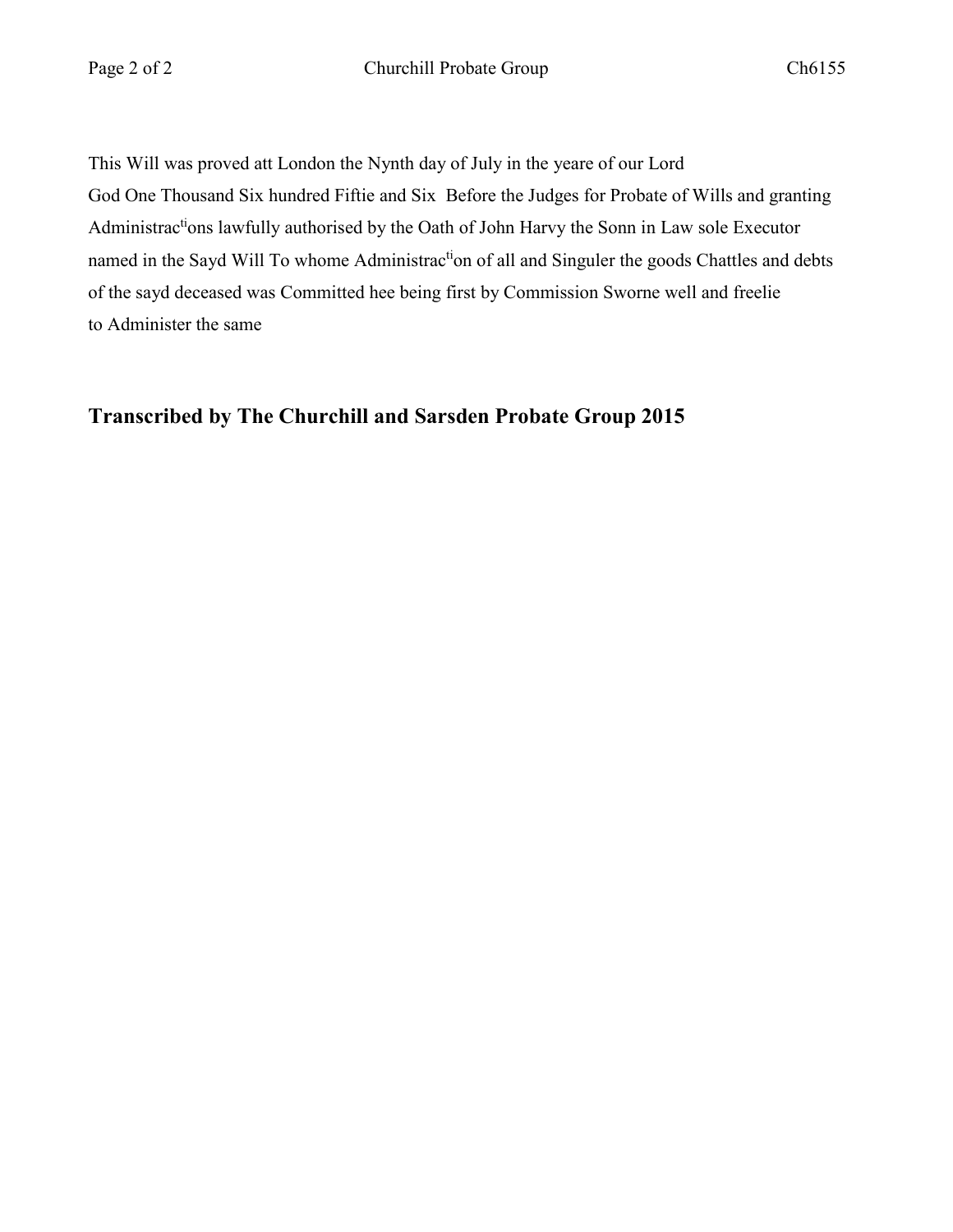This Will was proved att London the Nynth day of July in the yeare of our Lord God One Thousand Six hundred Fiftie and Six Before the Judges for Probate of Wills and granting Administrac[ti]ons lawfully authorised by the Oath of John Harvy the Sonn in Law sole Executor named in the Sayd Will To whome Administrac[ti]on of all and Singuler the goods Chattles and debts of the sayd deceased was Committed hee being first by Commission Sworne well and freelie to Administer the same

## Transcribed by The Churchill and Sarsden Probate Group 2015